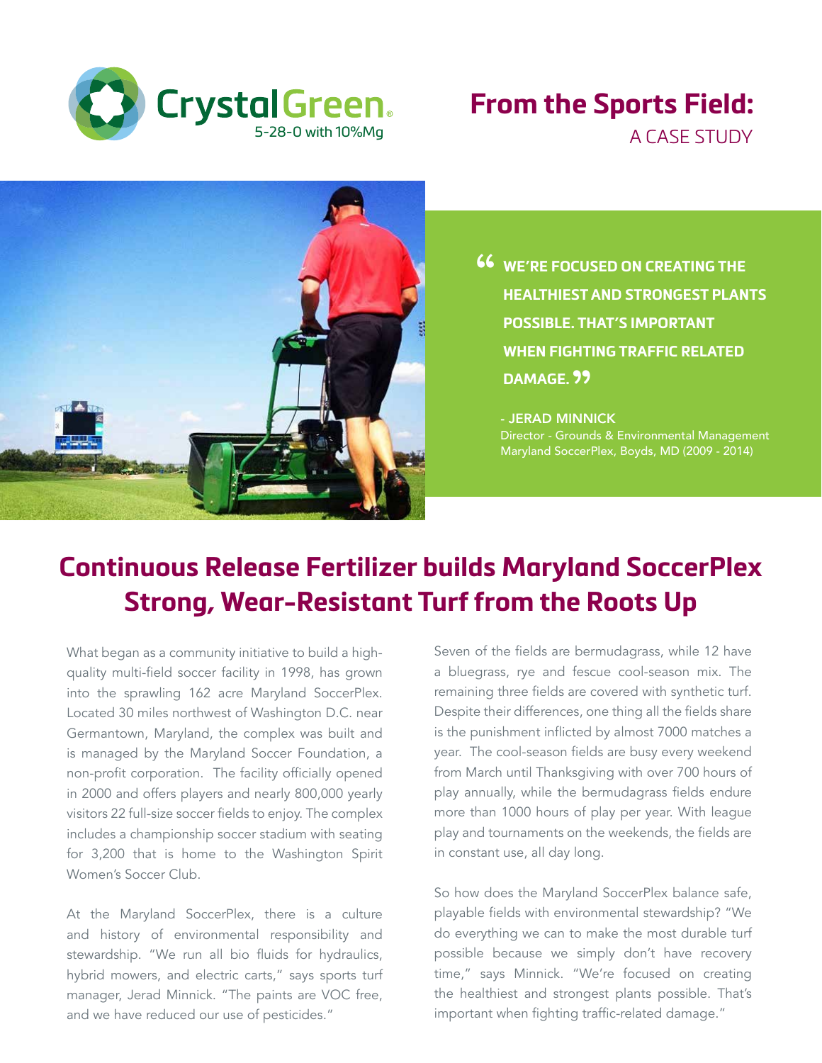CrystalGreen®
5-28-0 with 10%Mg

# From the Sports Field:
## A CASE STUDY

> **"WE'RE FOCUSED ON CREATING THE HEALTHIEST AND STRONGEST PLANTS POSSIBLE. THAT'S IMPORTANT WHEN FIGHTING TRAFFIC RELATED DAMAGE."**
>
> \- JERAD MINNICK
> Director - Grounds & Environmental Management
> Maryland SoccerPlex, Boyds, MD (2009 - 2014)

# Continuous Release Fertilizer builds Maryland SoccerPlex Strong, Wear-Resistant Turf from the Roots Up

What began as a community initiative to build a high-quality multi-field soccer facility in 1998, has grown into the sprawling 162 acre Maryland SoccerPlex. Located 30 miles northwest of Washington D.C. near Germantown, Maryland, the complex was built and is managed by the Maryland Soccer Foundation, a non-profit corporation. The facility officially opened in 2000 and offers players and nearly 800,000 yearly visitors 22 full-size soccer fields to enjoy. The complex includes a championship soccer stadium with seating for 3,200 that is home to the Washington Spirit Women's Soccer Club.

At the Maryland SoccerPlex, there is a culture and history of environmental responsibility and stewardship. "We run all bio fluids for hydraulics, hybrid mowers, and electric carts," says sports turf manager, Jerad Minnick. "The paints are VOC free, and we have reduced our use of pesticides."

Seven of the fields are bermudagrass, while 12 have a bluegrass, rye and fescue cool-season mix. The remaining three fields are covered with synthetic turf. Despite their differences, one thing all the fields share is the punishment inflicted by almost 7000 matches a year. The cool-season fields are busy every weekend from March until Thanksgiving with over 700 hours of play annually, while the bermudagrass fields endure more than 1000 hours of play per year. With league play and tournaments on the weekends, the fields are in constant use, all day long.

So how does the Maryland SoccerPlex balance safe, playable fields with environmental stewardship? "We do everything we can to make the most durable turf possible because we simply don't have recovery time," says Minnick. "We're focused on creating the healthiest and strongest plants possible. That's important when fighting traffic-related damage."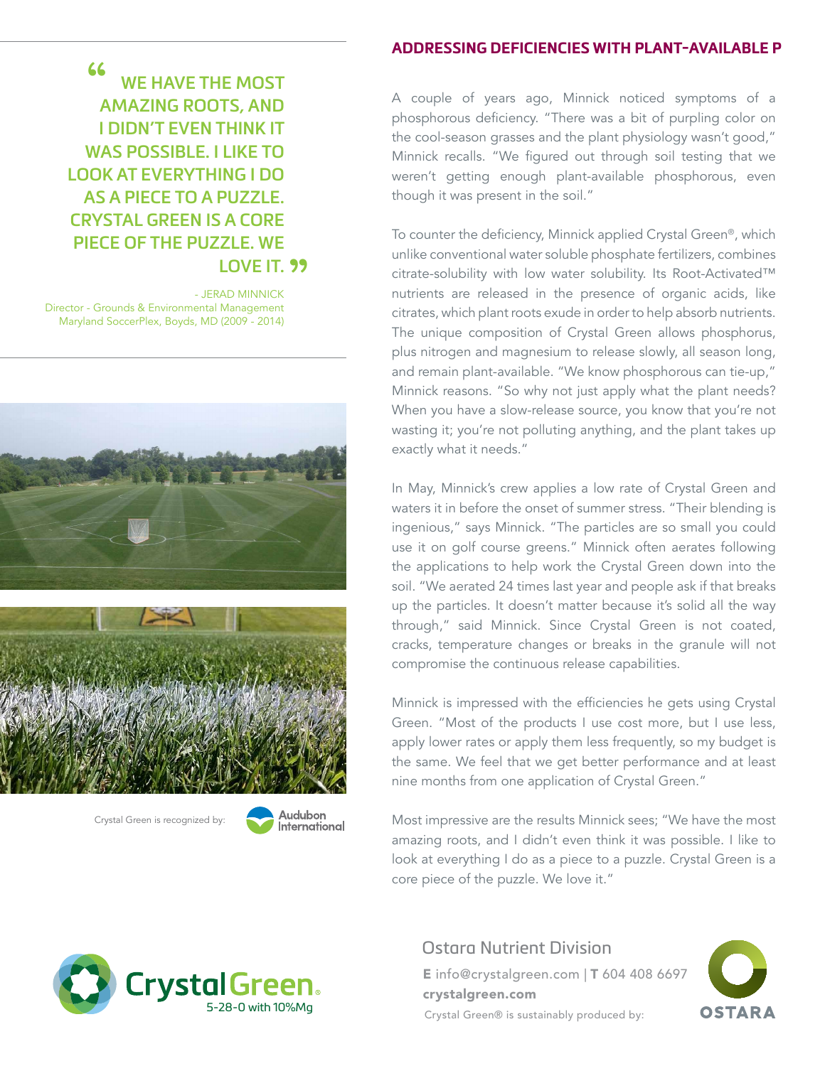> "WE HAVE THE MOST AMAZING ROOTS, AND I DIDN'T EVEN THINK IT WAS POSSIBLE. I LIKE TO LOOK AT EVERYTHING I DO AS A PIECE TO A PUZZLE. CRYSTAL GREEN IS A CORE PIECE OF THE PUZZLE. WE LOVE IT."
>
> \- JERAD MINNICK
> Director - Grounds & Environmental Management
> Maryland SoccerPlex, Boyds, MD (2009 - 2014)

Crystal Green is recognized by: Audubon International

## ADDRESSING DEFICIENCIES WITH PLANT-AVAILABLE P

A couple of years ago, Minnick noticed symptoms of a phosphorous deficiency. "There was a bit of purpling color on the cool-season grasses and the plant physiology wasn't good," Minnick recalls. "We figured out through soil testing that we weren't getting enough plant-available phosphorous, even though it was present in the soil."

To counter the deficiency, Minnick applied Crystal Green®, which unlike conventional water soluble phosphate fertilizers, combines citrate-solubility with low water solubility. Its Root-Activated™ nutrients are released in the presence of organic acids, like citrates, which plant roots exude in order to help absorb nutrients. The unique composition of Crystal Green allows phosphorus, plus nitrogen and magnesium to release slowly, all season long, and remain plant-available. "We know phosphorous can tie-up," Minnick reasons. "So why not just apply what the plant needs? When you have a slow-release source, you know that you're not wasting it; you're not polluting anything, and the plant takes up exactly what it needs."

In May, Minnick's crew applies a low rate of Crystal Green and waters it in before the onset of summer stress. "Their blending is ingenious," says Minnick. "The particles are so small you could use it on golf course greens." Minnick often aerates following the applications to help work the Crystal Green down into the soil. "We aerated 24 times last year and people ask if that breaks up the particles. It doesn't matter because it's solid all the way through," said Minnick. Since Crystal Green is not coated, cracks, temperature changes or breaks in the granule will not compromise the continuous release capabilities.

Minnick is impressed with the efficiencies he gets using Crystal Green. "Most of the products I use cost more, but I use less, apply lower rates or apply them less frequently, so my budget is the same. We feel that we get better performance and at least nine months from one application of Crystal Green."

Most impressive are the results Minnick sees; "We have the most amazing roots, and I didn't even think it was possible. I like to look at everything I do as a piece to a puzzle. Crystal Green is a core piece of the puzzle. We love it."

CrystalGreen
5-28-0 with 10%Mg

Ostara Nutrient Division

**E** info@crystalgreen.com | **T** 604 408 6697

**crystalgreen.com**

Crystal Green® is sustainably produced by: OSTARA